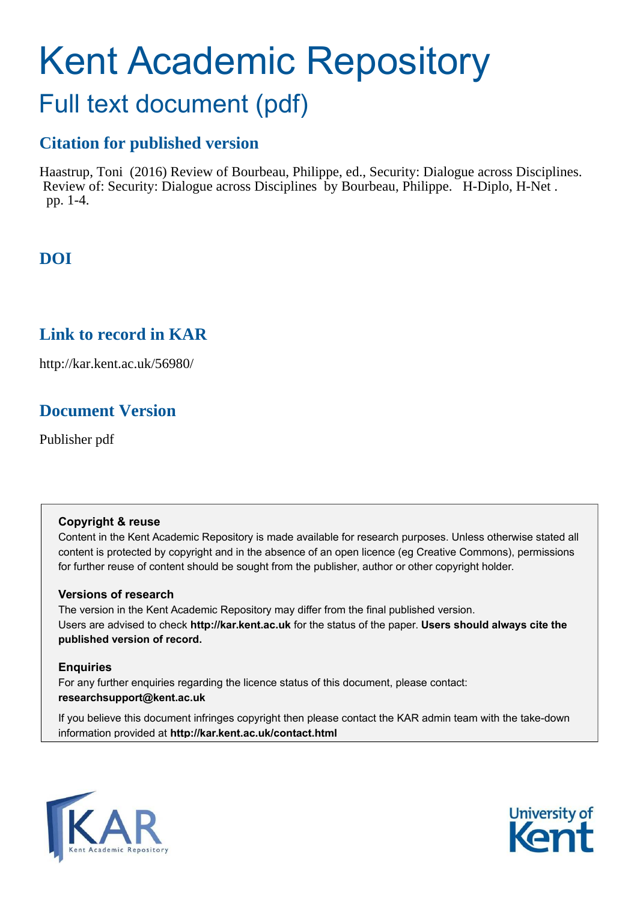# Kent Academic Repository

## Full text document (pdf)

### Citation for published version

Haastrup, Toni (2016) Review of Bourbeau, Philippe, ed., Security: Dialogue across Disciplines. Review of: Security: Dialogue across Disciplines by Bourbeau, Philippe. H-Diplo, H-Net . pp. 1-4.

### DOI

### Link to record in KAR

http://kar.kent.ac.uk/56980/

### Document Version

Publisher pdf

**Copyright & reuse**

Content in the Kent Academic Repository is made available for research purposes. Unless otherwise stated all content is protected by copyright and in the absence of an open licence (eg Creative Commons), permissions for further reuse of content should be sought from the publisher, author or other copyright holder.

**Versions of research**

The version in the Kent Academic Repository may differ from the final published version. Users are advised to check **http://kar.kent.ac.uk** for the status of the paper. **Users should always cite the published version of record.**

**Enquiries**

For any further enquiries regarding the licence status of this document, please contact: **researchsupport@kent.ac.uk**

If you believe this document infringes copyright then please contact the KAR admin team with the take-down information provided at **http://kar.kent.ac.uk/contact.html**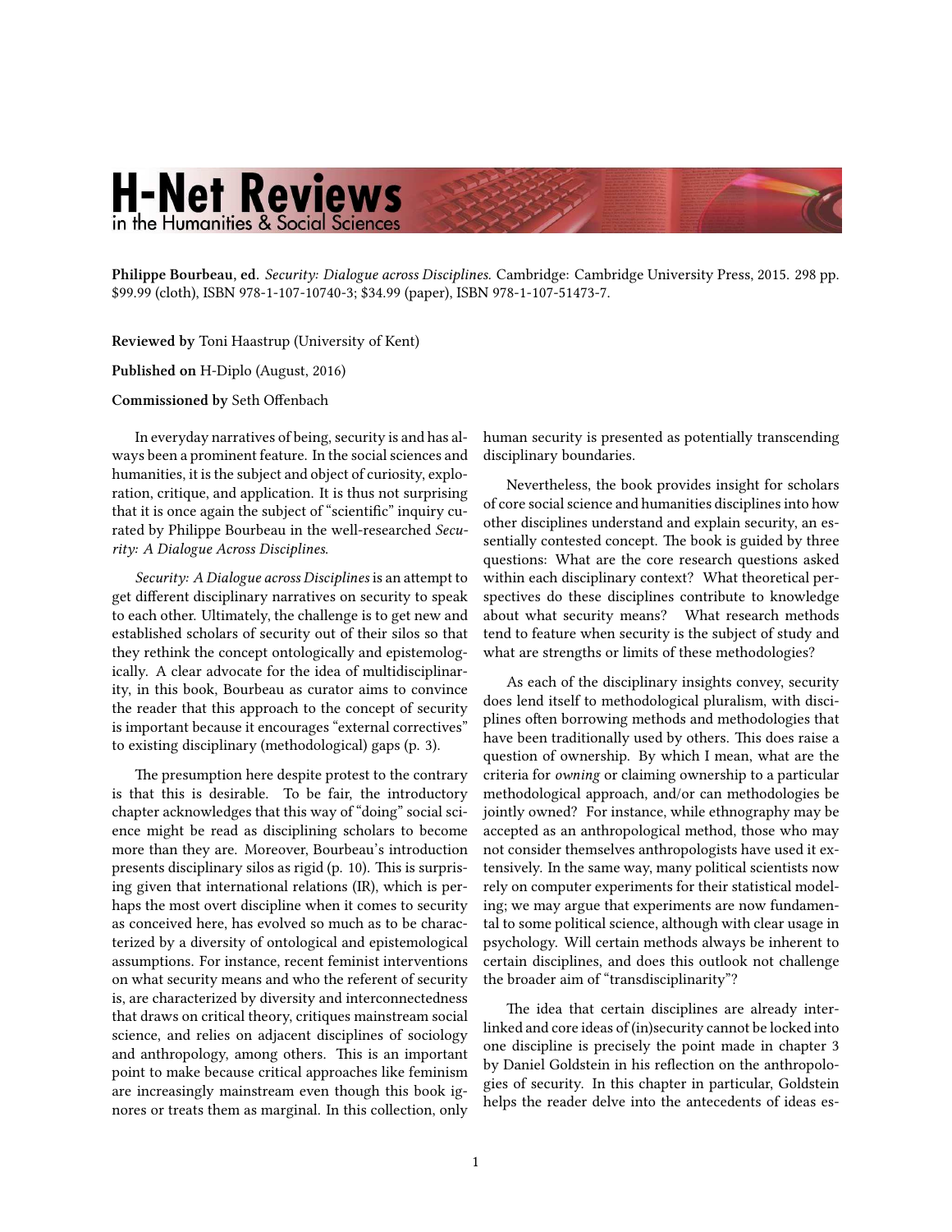Philippe Bourbeau, ed. *Security: Dialogue across Disciplines.* Cambridge: Cambridge University Press, 2015. 298 pp. $99.99 (cloth), ISBN 978-1-107-10740-3; $34.99 (paper), ISBN 978-1-107-51473-7.

**Reviewed by** Toni Haastrup (University of Kent)

**Published on** H-Diplo (August, 2016)

**Commissioned by** Seth Offenbach

In everyday narratives of being, security is and has always been a prominent feature. In the social sciences and humanities, it is the subject and object of curiosity, exploration, critique, and application. It is thus not surprising that it is once again the subject of "scientific" inquiry curated by Philippe Bourbeau in the well-researched *Security: A Dialogue Across Disciplines*.

*Security: A Dialogue across Disciplines* is an attempt to get different disciplinary narratives on security to speak to each other. Ultimately, the challenge is to get new and established scholars of security out of their silos so that they rethink the concept ontologically and epistemologically. A clear advocate for the idea of multidisciplinarity, in this book, Bourbeau as curator aims to convince the reader that this approach to the concept of security is important because it encourages "external correctives" to existing disciplinary (methodological) gaps (p. 3).

The presumption here despite protest to the contrary is that this is desirable. To be fair, the introductory chapter acknowledges that this way of "doing" social science might be read as disciplining scholars to become more than they are. Moreover, Bourbeau's introduction presents disciplinary silos as rigid (p. 10). This is surprising given that international relations (IR), which is perhaps the most overt discipline when it comes to security as conceived here, has evolved so much as to be characterized by a diversity of ontological and epistemological assumptions. For instance, recent feminist interventions on what security means and who the referent of security is, are characterized by diversity and interconnectedness that draws on critical theory, critiques mainstream social science, and relies on adjacent disciplines of sociology and anthropology, among others. This is an important point to make because critical approaches like feminism are increasingly mainstream even though this book ignores or treats them as marginal. In this collection, only human security is presented as potentially transcending disciplinary boundaries.

Nevertheless, the book provides insight for scholars of core social science and humanities disciplines into how other disciplines understand and explain security, an essentially contested concept. The book is guided by three questions: What are the core research questions asked within each disciplinary context? What theoretical perspectives do these disciplines contribute to knowledge about what security means? What research methods tend to feature when security is the subject of study and what are strengths or limits of these methodologies?

As each of the disciplinary insights convey, security does lend itself to methodological pluralism, with disciplines often borrowing methods and methodologies that have been traditionally used by others. This does raise a question of ownership. By which I mean, what are the criteria for *owning* or claiming ownership to a particular methodological approach, and/or can methodologies be jointly owned? For instance, while ethnography may be accepted as an anthropological method, those who may not consider themselves anthropologists have used it extensively. In the same way, many political scientists now rely on computer experiments for their statistical modeling; we may argue that experiments are now fundamental to some political science, although with clear usage in psychology. Will certain methods always be inherent to certain disciplines, and does this outlook not challenge the broader aim of "transdisciplinarity"?

The idea that certain disciplines are already interlinked and core ideas of (in)security cannot be locked into one discipline is precisely the point made in chapter 3 by Daniel Goldstein in his reflection on the anthropologies of security. In this chapter in particular, Goldstein helps the reader delve into the antecedents of ideas es-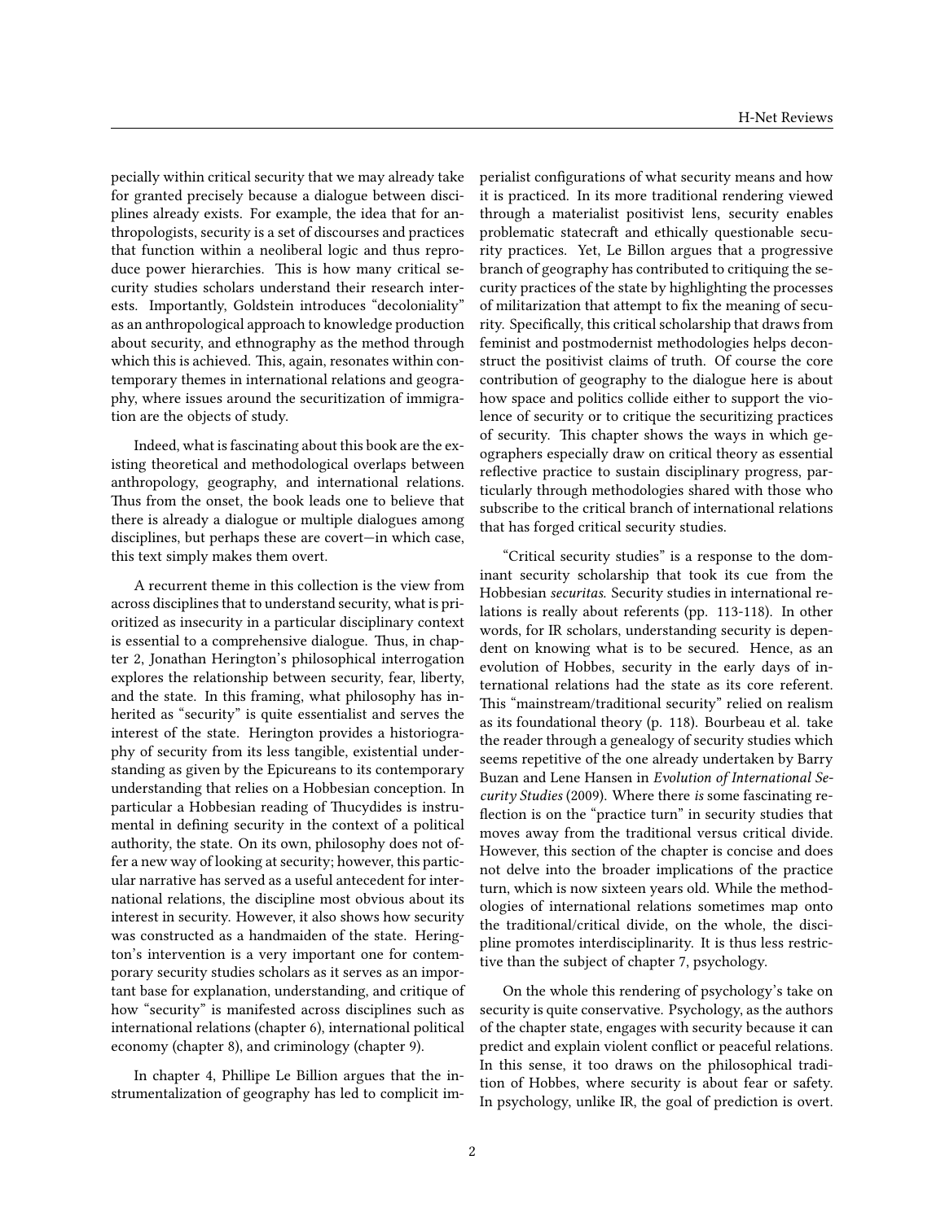pecially within critical security that we may already take for granted precisely because a dialogue between disciplines already exists. For example, the idea that for anthropologists, security is a set of discourses and practices that function within a neoliberal logic and thus reproduce power hierarchies. This is how many critical security studies scholars understand their research interests. Importantly, Goldstein introduces "decoloniality" as an anthropological approach to knowledge production about security, and ethnography as the method through which this is achieved. This, again, resonates within contemporary themes in international relations and geography, where issues around the securitization of immigration are the objects of study.

Indeed, what is fascinating about this book are the existing theoretical and methodological overlaps between anthropology, geography, and international relations. Thus from the onset, the book leads one to believe that there is already a dialogue or multiple dialogues among disciplines, but perhaps these are covert—in which case, this text simply makes them overt.

A recurrent theme in this collection is the view from across disciplines that to understand security, what is prioritized as insecurity in a particular disciplinary context is essential to a comprehensive dialogue. Thus, in chapter 2, Jonathan Herington's philosophical interrogation explores the relationship between security, fear, liberty, and the state. In this framing, what philosophy has inherited as "security" is quite essentialist and serves the interest of the state. Herington provides a historiography of security from its less tangible, existential understanding as given by the Epicureans to its contemporary understanding that relies on a Hobbesian conception. In particular a Hobbesian reading of Thucydides is instrumental in defining security in the context of a political authority, the state. On its own, philosophy does not offer a new way of looking at security; however, this particular narrative has served as a useful antecedent for international relations, the discipline most obvious about its interest in security. However, it also shows how security was constructed as a handmaiden of the state. Herington's intervention is a very important one for contemporary security studies scholars as it serves as an important base for explanation, understanding, and critique of how "security" is manifested across disciplines such as international relations (chapter 6), international political economy (chapter 8), and criminology (chapter 9).

In chapter 4, Phillipe Le Billion argues that the instrumentalization of geography has led to complicit imperialist configurations of what security means and how it is practiced. In its more traditional rendering viewed through a materialist positivist lens, security enables problematic statecraft and ethically questionable security practices. Yet, Le Billon argues that a progressive branch of geography has contributed to critiquing the security practices of the state by highlighting the processes of militarization that attempt to fix the meaning of security. Specifically, this critical scholarship that draws from feminist and postmodernist methodologies helps deconstruct the positivist claims of truth. Of course the core contribution of geography to the dialogue here is about how space and politics collide either to support the violence of security or to critique the securitizing practices of security. This chapter shows the ways in which geographers especially draw on critical theory as essential reflective practice to sustain disciplinary progress, particularly through methodologies shared with those who subscribe to the critical branch of international relations that has forged critical security studies.

"Critical security studies" is a response to the dominant security scholarship that took its cue from the Hobbesian *securitas*. Security studies in international relations is really about referents (pp. 113-118). In other words, for IR scholars, understanding security is dependent on knowing what is to be secured. Hence, as an evolution of Hobbes, security in the early days of international relations had the state as its core referent. This "mainstream/traditional security" relied on realism as its foundational theory (p. 118). Bourbeau et al. take the reader through a genealogy of security studies which seems repetitive of the one already undertaken by Barry Buzan and Lene Hansen in *Evolution of International Security Studies* (2009). Where there *is* some fascinating reflection is on the "practice turn" in security studies that moves away from the traditional versus critical divide. However, this section of the chapter is concise and does not delve into the broader implications of the practice turn, which is now sixteen years old. While the methodologies of international relations sometimes map onto the traditional/critical divide, on the whole, the discipline promotes interdisciplinarity. It is thus less restrictive than the subject of chapter 7, psychology.

On the whole this rendering of psychology's take on security is quite conservative. Psychology, as the authors of the chapter state, engages with security because it can predict and explain violent conflict or peaceful relations. In this sense, it too draws on the philosophical tradition of Hobbes, where security is about fear or safety. In psychology, unlike IR, the goal of prediction is overt.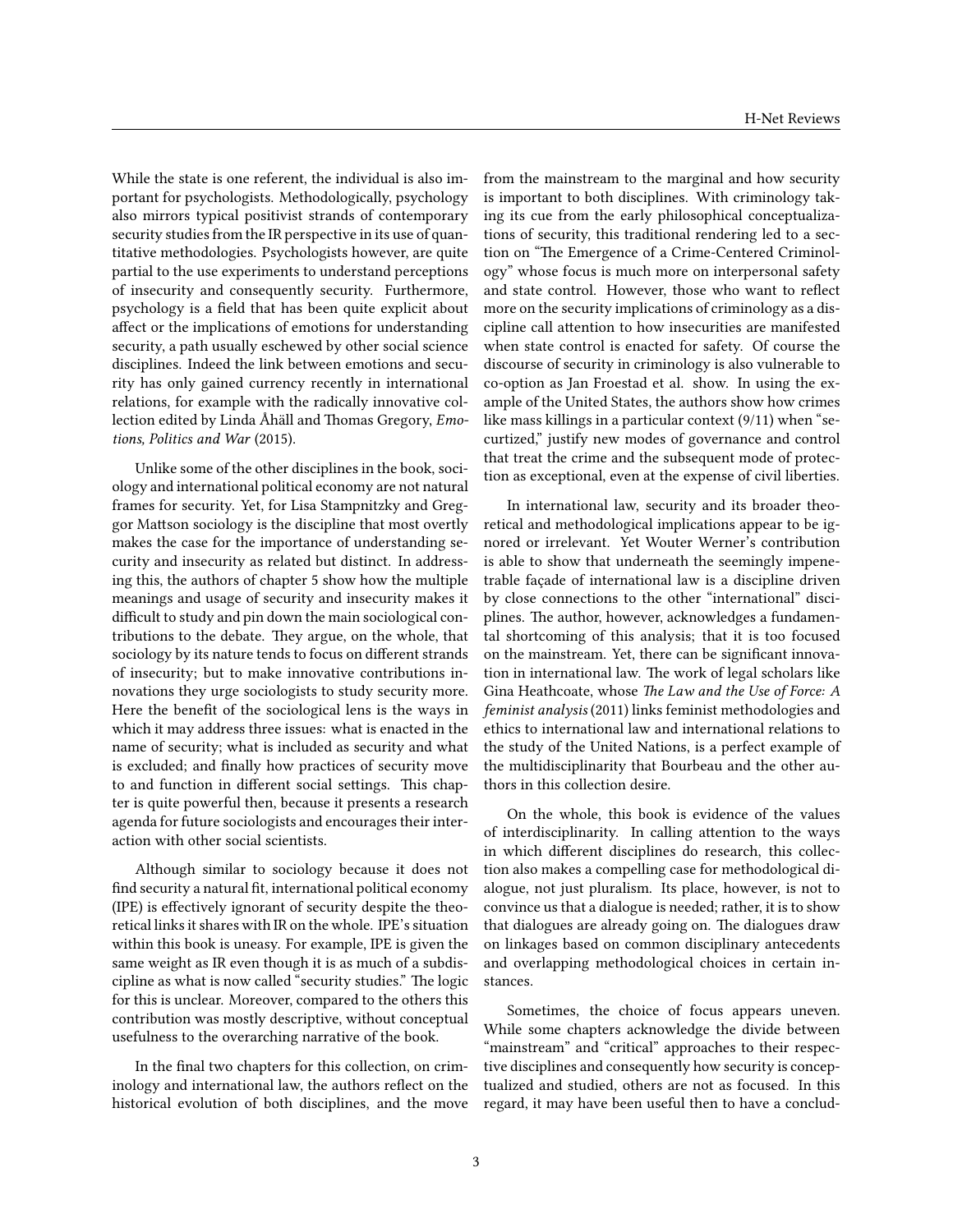While the state is one referent, the individual is also important for psychologists. Methodologically, psychology also mirrors typical positivist strands of contemporary security studies from the IR perspective in its use of quantitative methodologies. Psychologists however, are quite partial to the use experiments to understand perceptions of insecurity and consequently security. Furthermore, psychology is a field that has been quite explicit about affect or the implications of emotions for understanding security, a path usually eschewed by other social science disciplines. Indeed the link between emotions and security has only gained currency recently in international relations, for example with the radically innovative collection edited by Linda Åhäll and Thomas Gregory, *Emotions, Politics and War* (2015).

Unlike some of the other disciplines in the book, sociology and international political economy are not natural frames for security. Yet, for Lisa Stampnitzky and Greggor Mattson sociology is the discipline that most overtly makes the case for the importance of understanding security and insecurity as related but distinct. In addressing this, the authors of chapter 5 show how the multiple meanings and usage of security and insecurity makes it difficult to study and pin down the main sociological contributions to the debate. They argue, on the whole, that sociology by its nature tends to focus on different strands of insecurity; but to make innovative contributions innovations they urge sociologists to study security more. Here the benefit of the sociological lens is the ways in which it may address three issues: what is enacted in the name of security; what is included as security and what is excluded; and finally how practices of security move to and function in different social settings. This chapter is quite powerful then, because it presents a research agenda for future sociologists and encourages their interaction with other social scientists.

Although similar to sociology because it does not find security a natural fit, international political economy (IPE) is effectively ignorant of security despite the theoretical links it shares with IR on the whole. IPE's situation within this book is uneasy. For example, IPE is given the same weight as IR even though it is as much of a subdiscipline as what is now called "security studies." The logic for this is unclear. Moreover, compared to the others this contribution was mostly descriptive, without conceptual usefulness to the overarching narrative of the book.

In the final two chapters for this collection, on criminology and international law, the authors reflect on the historical evolution of both disciplines, and the move from the mainstream to the marginal and how security is important to both disciplines. With criminology taking its cue from the early philosophical conceptualizations of security, this traditional rendering led to a section on "The Emergence of a Crime-Centered Criminology" whose focus is much more on interpersonal safety and state control. However, those who want to reflect more on the security implications of criminology as a discipline call attention to how insecurities are manifested when state control is enacted for safety. Of course the discourse of security in criminology is also vulnerable to co-option as Jan Froestad et al. show. In using the example of the United States, the authors show how crimes like mass killings in a particular context (9/11) when "securtized," justify new modes of governance and control that treat the crime and the subsequent mode of protection as exceptional, even at the expense of civil liberties.

In international law, security and its broader theoretical and methodological implications appear to be ignored or irrelevant. Yet Wouter Werner's contribution is able to show that underneath the seemingly impenetrable façade of international law is a discipline driven by close connections to the other "international" disciplines. The author, however, acknowledges a fundamental shortcoming of this analysis; that it is too focused on the mainstream. Yet, there can be significant innovation in international law. The work of legal scholars like Gina Heathcoate, whose *The Law and the Use of Force: A feminist analysis* (2011) links feminist methodologies and ethics to international law and international relations to the study of the United Nations, is a perfect example of the multidisciplinarity that Bourbeau and the other authors in this collection desire.

On the whole, this book is evidence of the values of interdisciplinarity. In calling attention to the ways in which different disciplines do research, this collection also makes a compelling case for methodological dialogue, not just pluralism. Its place, however, is not to convince us that a dialogue is needed; rather, it is to show that dialogues are already going on. The dialogues draw on linkages based on common disciplinary antecedents and overlapping methodological choices in certain instances.

Sometimes, the choice of focus appears uneven. While some chapters acknowledge the divide between "mainstream" and "critical" approaches to their respective disciplines and consequently how security is conceptualized and studied, others are not as focused. In this regard, it may have been useful then to have a conclud-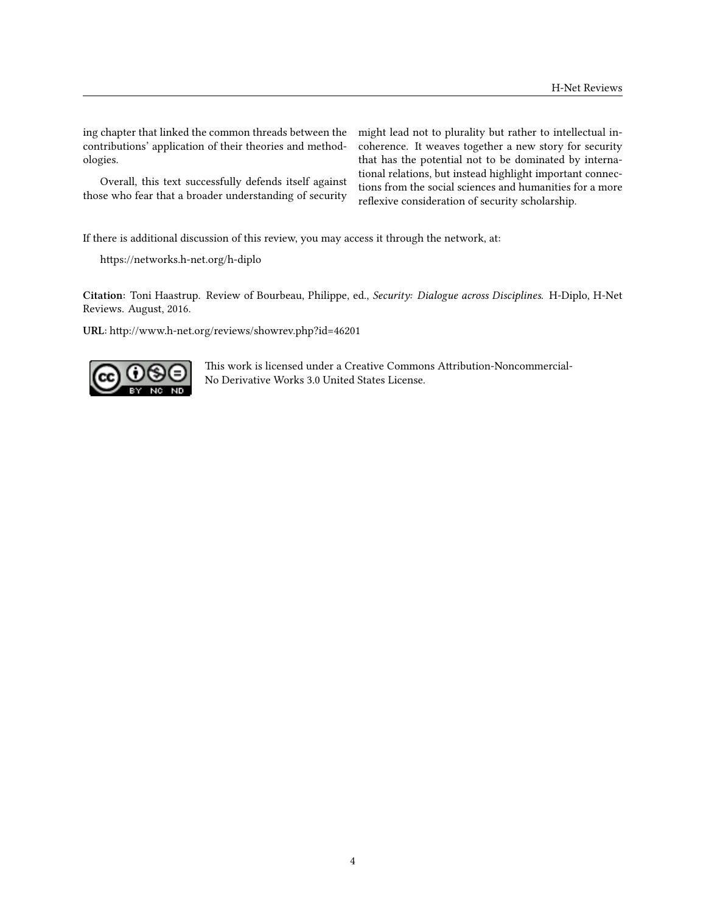ing chapter that linked the common threads between the contributions' application of their theories and methodologies.

Overall, this text successfully defends itself against those who fear that a broader understanding of security might lead not to plurality but rather to intellectual incoherence. It weaves together a new story for security that has the potential not to be dominated by international relations, but instead highlight important connections from the social sciences and humanities for a more reflexive consideration of security scholarship.

If there is additional discussion of this review, you may access it through the network, at:

https://networks.h-net.org/h-diplo

**Citation**: Toni Haastrup. Review of Bourbeau, Philippe, ed., *Security: Dialogue across Disciplines*. H-Diplo, H-Net Reviews. August, 2016.

**URL**: http://www.h-net.org/reviews/showrev.php?id=46201

This work is licensed under a Creative Commons Attribution-Noncommercial-No Derivative Works 3.0 United States License.